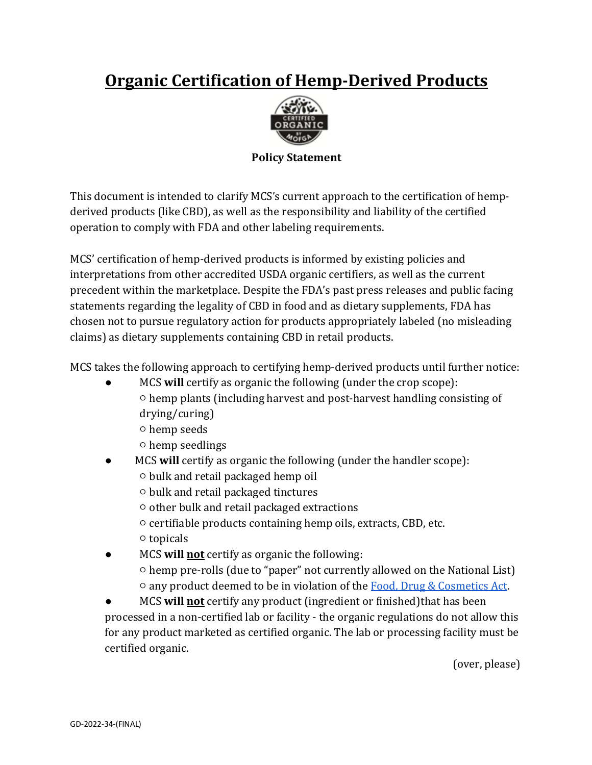# Organic Certification of Hemp-Derived Products

**Policy Statement**

This document is intended to clarify MCS's current approach to the certification of hemp-derived products (like CBD), as well as the responsibility and liability of the certified operation to comply with FDA and other labeling requirements.

MCS' certification of hemp-derived products is informed by existing policies and interpretations from other accredited USDA organic certifiers, as well as the current precedent within the marketplace. Despite the FDA's past press releases and public facing statements regarding the legality of CBD in food and as dietary supplements, FDA has chosen not to pursue regulatory action for products appropriately labeled (no misleading claims) as dietary supplements containing CBD in retail products.

MCS takes the following approach to certifying hemp-derived products until further notice:

- MCS **will** certify as organic the following (under the crop scope):
  - hemp plants (including harvest and post-harvest handling consisting of drying/curing)
  - hemp seeds
  - hemp seedlings
- MCS **will** certify as organic the following (under the handler scope):
  - bulk and retail packaged hemp oil
  - bulk and retail packaged tinctures
  - other bulk and retail packaged extractions
  - certifiable products containing hemp oils, extracts, CBD, etc.
  - topicals
- MCS **will <u>not</u>** certify as organic the following:
  - hemp pre-rolls (due to "paper" not currently allowed on the National List)
  - any product deemed to be in violation of the [Food, Drug & Cosmetics Act](Food, Drug & Cosmetics Act).
- MCS **will <u>not</u>** certify any product (ingredient or finished)that has been processed in a non-certified lab or facility - the organic regulations do not allow this for any product marketed as certified organic. The lab or processing facility must be certified organic.

(over, please)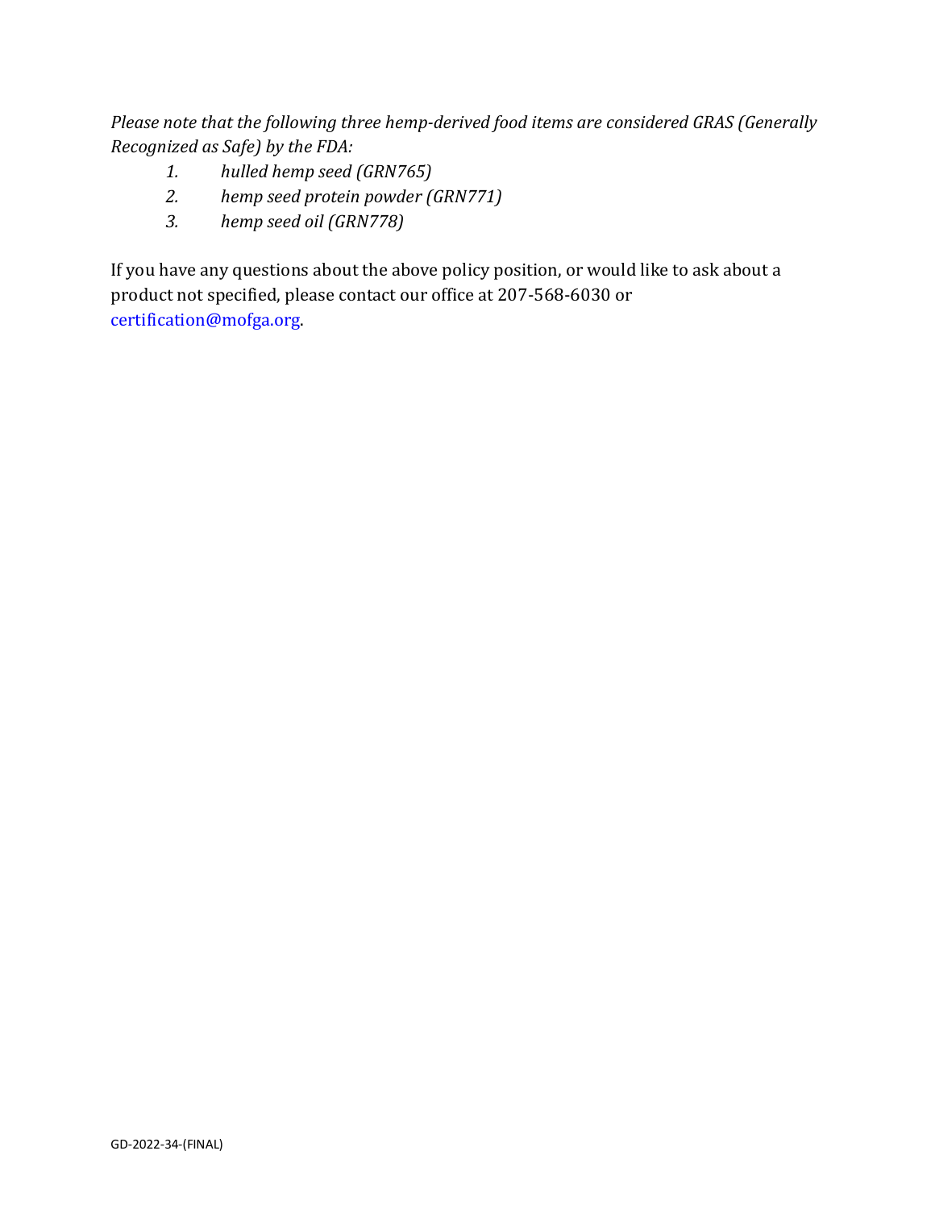*Please note that the following three hemp-derived food items are considered GRAS (Generally Recognized as Safe) by the FDA:*

1. *hulled hemp seed (GRN765)*
2. *hemp seed protein powder (GRN771)*
3. *hemp seed oil (GRN778)*

If you have any questions about the above policy position, or would like to ask about a product not specified, please contact our office at 207-568-6030 or certification@mofga.org.

GD-2022-34-(FINAL)